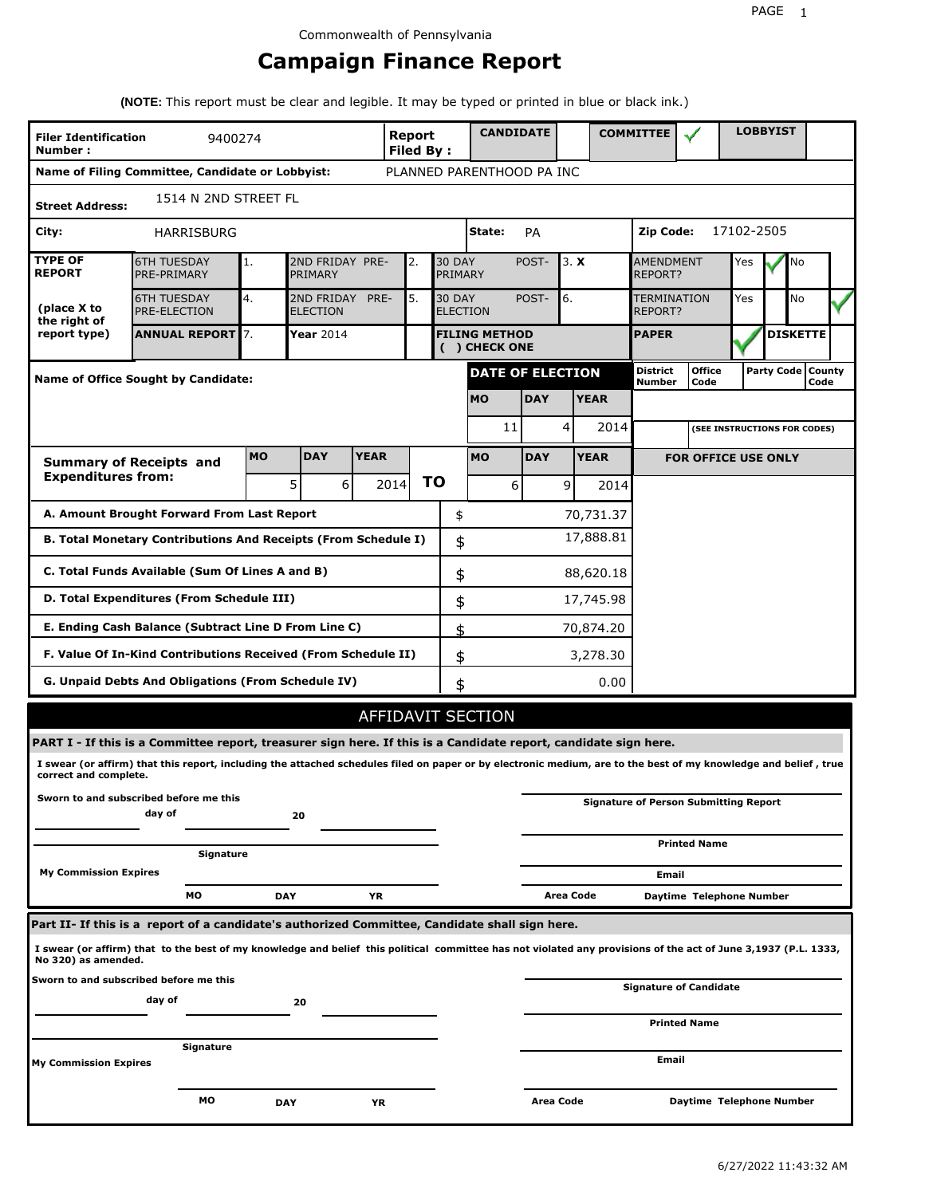Commonwealth of Pennsylvania

# Campaign Finance Report

**(NOTE:** This report must be clear and legible. It may be typed or printed in blue or black ink.)

| **Filer Identification Number :** | 9400274 | **Report Filed By :** | **CANDIDATE** | | **COMMITTEE** | ✓ | **LOBBYIST** | |
|---|---|---|---|---|---|---|---|---|

**Name of Filing Committee, Candidate or Lobbyist:** PLANNED PARENTHOOD PA INC

**Street Address:** 1514 N 2ND STREET FL

**City:** HARRISBURG **State:** PA **Zip Code:** 17102-2505

| **TYPE OF REPORT** | 6TH TUESDAY PRE-PRIMARY | 1. | 2ND FRIDAY PRE-PRIMARY | 2. | 30 DAY POST-PRIMARY | 3. X | AMENDMENT REPORT? | Yes | ✓ | No | |
|---|---|---|---|---|---|---|---|---|---|---|---|
| **(place X to the right of report type)** | 6TH TUESDAY PRE-ELECTION | 4. | 2ND FRIDAY PRE-ELECTION | 5. | 30 DAY POST-ELECTION | 6. | TERMINATION REPORT? | Yes | | No | ✓ |
| | **ANNUAL REPORT** | 7. | **Year** 2014 | | **FILING METHOD ( ) CHECK ONE** | | **PAPER** | ✓ | **DISKETTE** | | |

**Name of Office Sought by Candidate:**

| **DATE OF ELECTION** | | | **District Number** | **Office Code** | **Party Code** | **County Code** |
|---|---|---|---|---|---|---|
| **MO** | **DAY** | **YEAR** | | | | |
| 11 | 4 | 2014 | | (SEE INSTRUCTIONS FOR CODES) | | |

| **Summary of Receipts and Expenditures from:** | **MO** | **DAY** | **YEAR** | **TO** | **MO** | **DAY** | **YEAR** |
|---|---|---|---|---|---|---|---|
| | 5 | 6 | 2014 | | 6 | 9 | 2014 |

**FOR OFFICE USE ONLY**

| | | |
|---|---|---|
| **A. Amount Brought Forward From Last Report** | $ | 70,731.37 |
| **B. Total Monetary Contributions And Receipts (From Schedule I)** | $ | 17,888.81 |
| **C. Total Funds Available (Sum Of Lines A and B)** | $ | 88,620.18 |
| **D. Total Expenditures (From Schedule III)** | $ | 17,745.98 |
| **E. Ending Cash Balance (Subtract Line D From Line C)** | $ | 70,874.20 |
| **F. Value Of In-Kind Contributions Received (From Schedule II)** | $ | 3,278.30 |
| **G. Unpaid Debts And Obligations (From Schedule IV)** | $ | 0.00 |

## AFFIDAVIT SECTION

**PART I - If this is a Committee report, treasurer sign here. If this is a Candidate report, candidate sign here.**

**I swear (or affirm) that this report, including the attached schedules filed on paper or by electronic medium, are to the best of my knowledge and belief , true correct and complete.**

**Sworn to and subscribed before me this \_\_\_\_ day of \_\_\_\_ 20 \_\_\_\_**

**Signature**

**My Commission Expires** **MO** **DAY** **YR**

**Signature of Person Submitting Report**

**Printed Name**

**Email**

**Area Code** **Daytime Telephone Number**

**Part II- If this is a report of a candidate's authorized Committee, Candidate shall sign here.**

**I swear (or affirm) that to the best of my knowledge and belief this political committee has not violated any provisions of the act of June 3,1937 (P.L. 1333, No 320) as amended.**

**Sworn to and subscribed before me this \_\_\_\_ day of \_\_\_\_ 20 \_\_\_\_**

**Signature**

**My Commission Expires** **MO** **DAY** **YR**

**Signature of Candidate**

**Printed Name**

**Email**

**Area Code** **Daytime Telephone Number**

6/27/2022 11:43:32 AM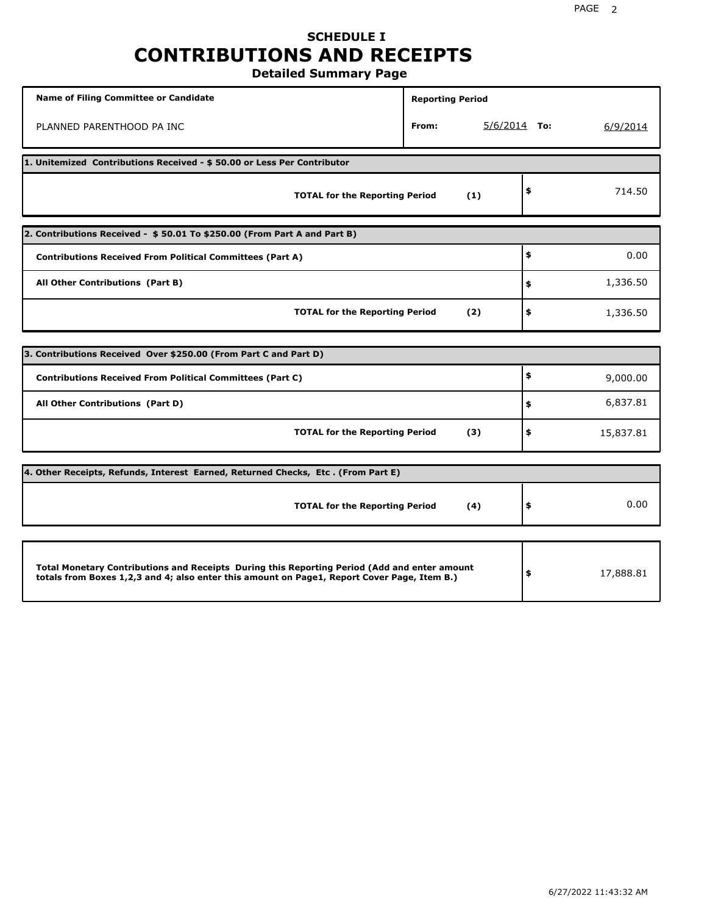# SCHEDULE I
# CONTRIBUTIONS AND RECEIPTS
### Detailed Summary Page

| Name of Filing Committee or Candidate | Reporting Period |
|---|---|
| PLANNED PARENTHOOD PA INC | From: 5/6/2014 To: 6/9/2014 |

| 1. Unitemized Contributions Received - $ 50.00 or Less Per Contributor | | |
|---|---|---|
| **TOTAL for the Reporting Period** | **(1)** | $ 714.50 |

| 2. Contributions Received - $ 50.01 To $250.00 (From Part A and Part B) | | |
|---|---|---|
| **Contributions Received From Political Committees (Part A)** | | $ 0.00 |
| **All Other Contributions (Part B)** | | $ 1,336.50 |
| **TOTAL for the Reporting Period** | **(2)** | $ 1,336.50 |

| 3. Contributions Received Over $250.00 (From Part C and Part D) | | |
|---|---|---|
| **Contributions Received From Political Committees (Part C)** | | $ 9,000.00 |
| **All Other Contributions (Part D)** | | $ 6,837.81 |
| **TOTAL for the Reporting Period** | **(3)** | $ 15,837.81 |

| 4. Other Receipts, Refunds, Interest Earned, Returned Checks, Etc . (From Part E) | | |
|---|---|---|
| **TOTAL for the Reporting Period** | **(4)** | $ 0.00 |

| | |
|---|---|
| **Total Monetary Contributions and Receipts During this Reporting Period (Add and enter amount totals from Boxes 1,2,3 and 4; also enter this amount on Page1, Report Cover Page, Item B.)** | $ 17,888.81 |

6/27/2022 11:43:32 AM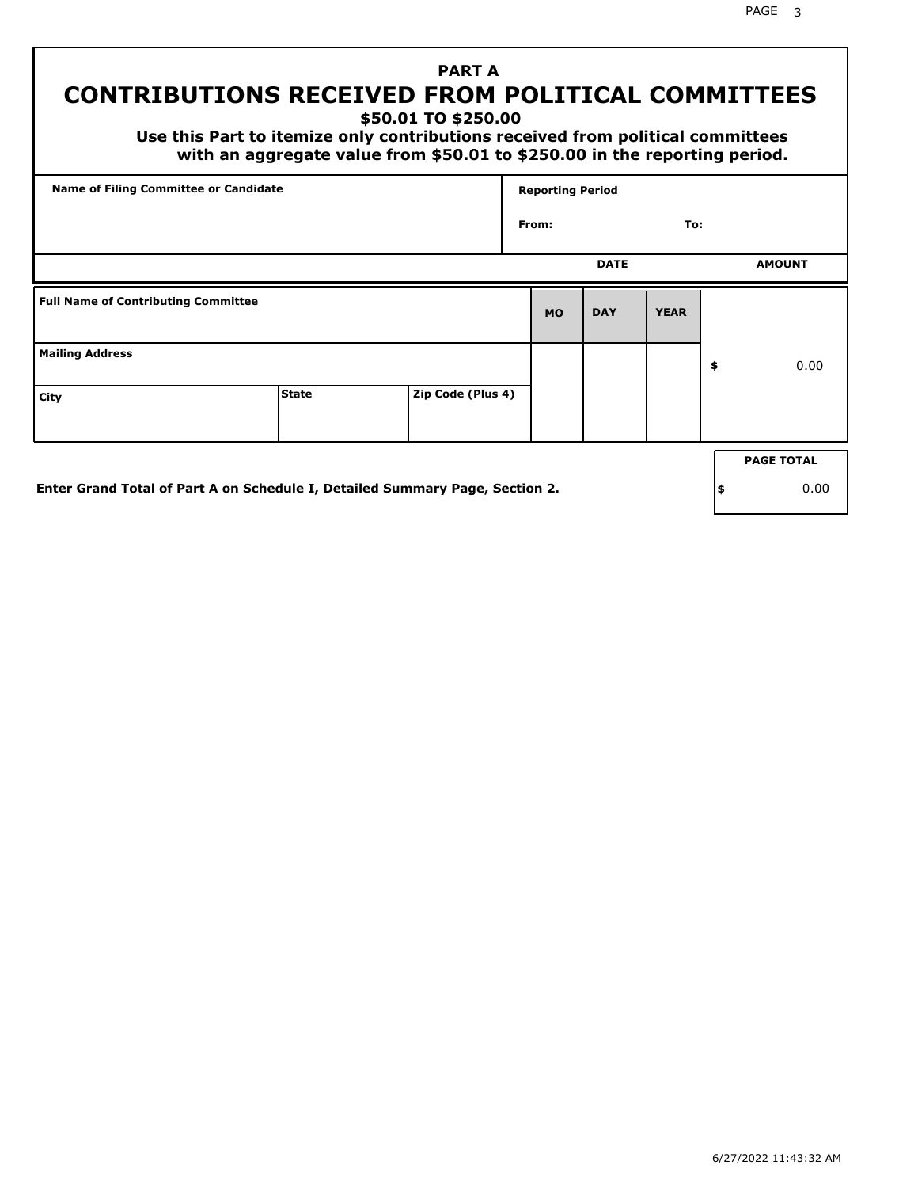# PART A

## CONTRIBUTIONS RECEIVED FROM POLITICAL COMMITTEES

### $50.01 TO $250.00

**Use this Part to itemize only contributions received from political committees with an aggregate value from $50.01 to $250.00 in the reporting period.**

| Name of Filing Committee or Candidate | Reporting Period |
|---|---|
| | From: To: |

| Full Name of Contributing Committee | | | DATE MO | DATE DAY | DATE YEAR | AMOUNT |
|---|---|---|---|---|---|---|
| Mailing Address | | | | | | $ 0.00 |
| City | State | Zip Code (Plus 4) | | | | |

**Enter Grand Total of Part A on Schedule I, Detailed Summary Page, Section 2.**

| PAGE TOTAL |
|---|
| $ 0.00 |

6/27/2022 11:43:32 AM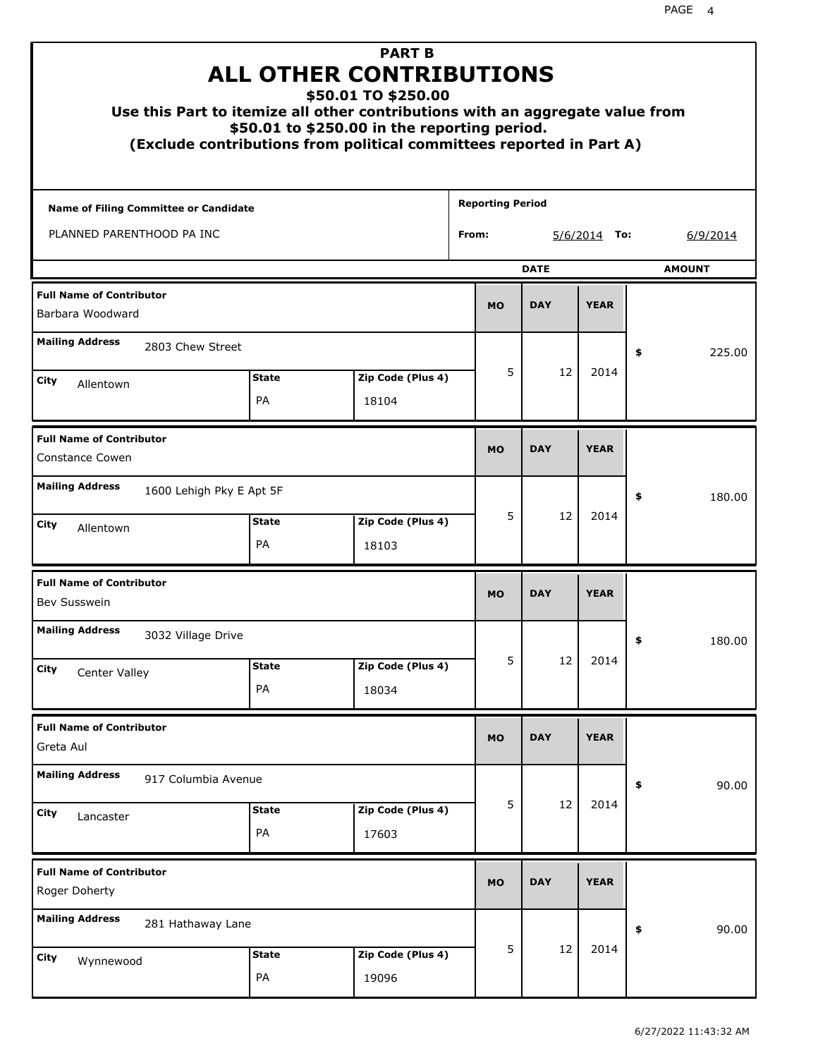# PART B
# ALL OTHER CONTRIBUTIONS
### $50.01 TO $250.00

**Use this Part to itemize all other contributions with an aggregate value from $50.01 to $250.00 in the reporting period.**
**(Exclude contributions from political committees reported in Part A)**

| Name of Filing Committee or Candidate | Reporting Period |
|---|---|
| PLANNED PARENTHOOD PA INC | From: 5/6/2014 To: 6/9/2014 |

| Full Name of Contributor | Mailing Address | City | State | Zip Code (Plus 4) | MO | DAY | YEAR | AMOUNT |
|---|---|---|---|---|---|---|---|---|
| Barbara Woodward | 2803 Chew Street | Allentown | PA | 18104 | 5 | 12 | 2014 | $ 225.00 |
| Constance Cowen | 1600 Lehigh Pky E Apt 5F | Allentown | PA | 18103 | 5 | 12 | 2014 | $ 180.00 |
| Bev Susswein | 3032 Village Drive | Center Valley | PA | 18034 | 5 | 12 | 2014 | $ 180.00 |
| Greta Aul | 917 Columbia Avenue | Lancaster | PA | 17603 | 5 | 12 | 2014 | $ 90.00 |
| Roger Doherty | 281 Hathaway Lane | Wynnewood | PA | 19096 | 5 | 12 | 2014 | $ 90.00 |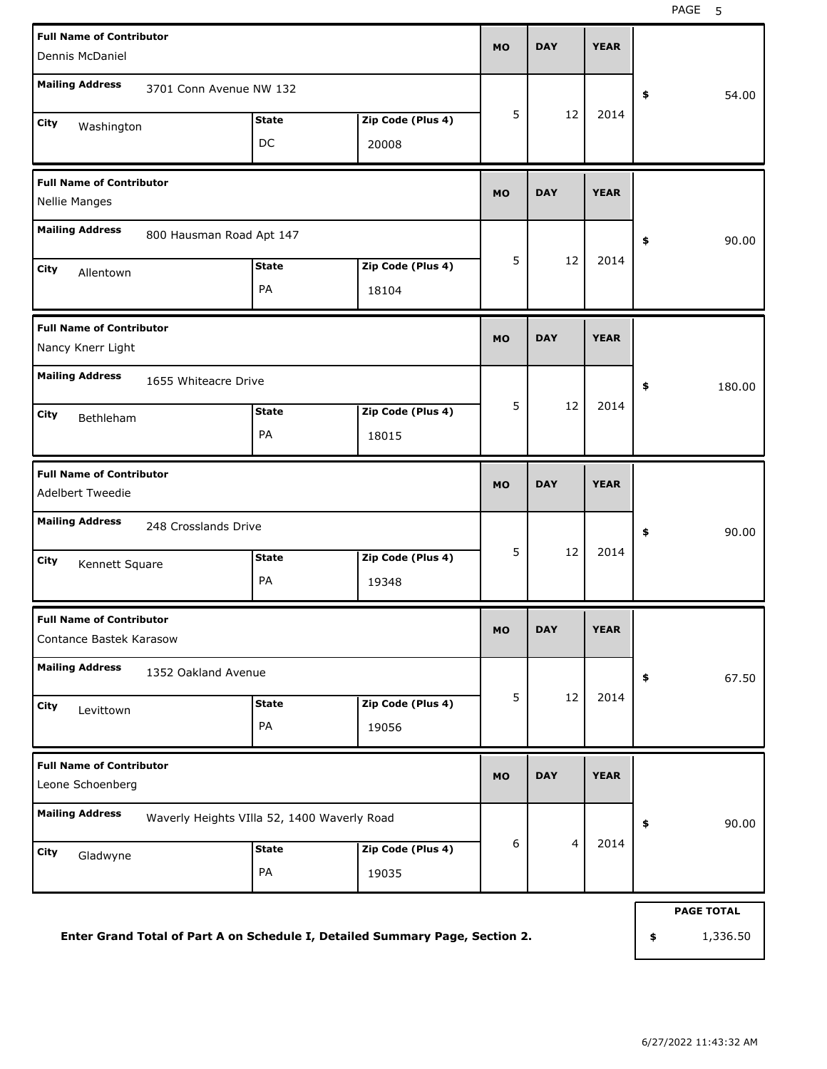| Full Name of Contributor | Mailing Address | City | State | Zip Code (Plus 4) | MO | DAY | YEAR | $ |
|---|---|---|---|---|---|---|---|---|
| Dennis McDaniel | 3701 Conn Avenue NW 132 | Washington | DC | 20008 | 5 | 12 | 2014 | 54.00 |
| Nellie Manges | 800 Hausman Road Apt 147 | Allentown | PA | 18104 | 5 | 12 | 2014 | 90.00 |
| Nancy Knerr Light | 1655 Whiteacre Drive | Bethleham | PA | 18015 | 5 | 12 | 2014 | 180.00 |
| Adelbert Tweedie | 248 Crosslands Drive | Kennett Square | PA | 19348 | 5 | 12 | 2014 | 90.00 |
| Contance Bastek Karasow | 1352 Oakland Avenue | Levittown | PA | 19056 | 5 | 12 | 2014 | 67.50 |
| Leone Schoenberg | Waverly Heights VIlla 52, 1400 Waverly Road | Gladwyne | PA | 19035 | 6 | 4 | 2014 | 90.00 |

**Enter Grand Total of Part A on Schedule I, Detailed Summary Page, Section 2.**

**PAGE TOTAL** $ 1,336.50

6/27/2022 11:43:32 AM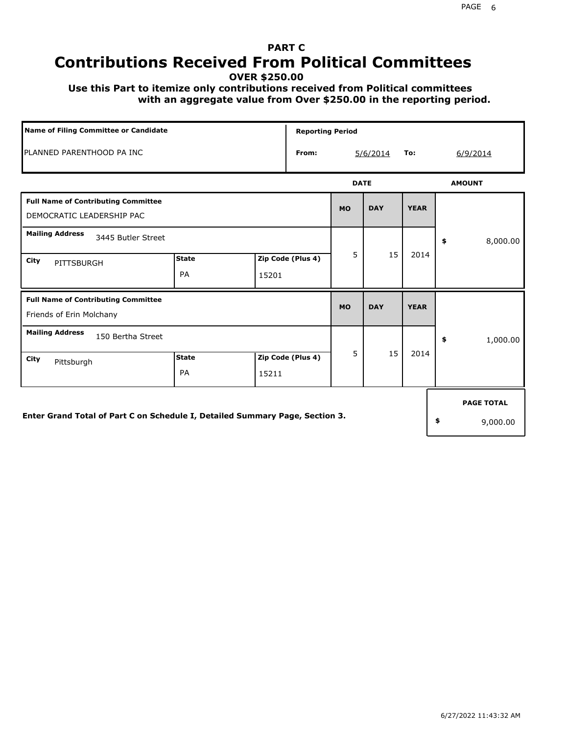# PART C

# Contributions Received From Political Committees

**OVER $250.00**

**Use this Part to itemize only contributions received from Political committees with an aggregate value from Over $250.00 in the reporting period.**

| Name of Filing Committee or Candidate | Reporting Period | | | |
|---|---|---|---|---|
| PLANNED PARENTHOOD PA INC | From: | 5/6/2014 | To: | 6/9/2014 |

| Full Name of Contributing Committee | Mailing Address | City | State | Zip Code (Plus 4) | MO | DAY | YEAR | AMOUNT |
|---|---|---|---|---|---|---|---|---|
| DEMOCRATIC LEADERSHIP PAC | 3445 Butler Street | PITTSBURGH | PA | 15201 | 5 | 15 | 2014 | $ 8,000.00 |
| Friends of Erin Molchany | 150 Bertha Street | Pittsburgh | PA | 15211 | 5 | 15 | 2014 | $ 1,000.00 |

**Enter Grand Total of Part C on Schedule I, Detailed Summary Page, Section 3.**

**PAGE TOTAL** $ 9,000.00

6/27/2022 11:43:32 AM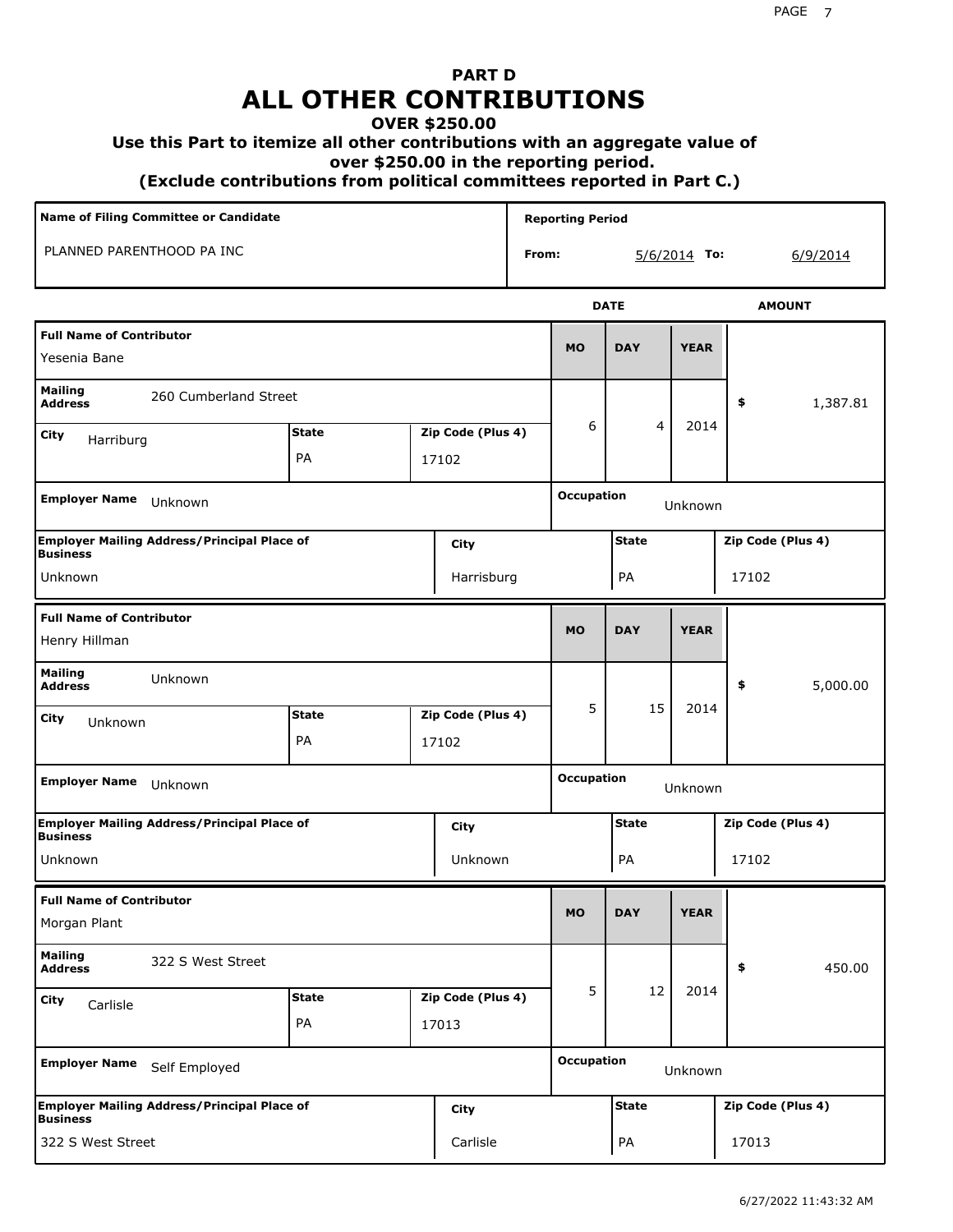# PART D
# ALL OTHER CONTRIBUTIONS
### OVER $250.00
### Use this Part to itemize all other contributions with an aggregate value of over $250.00 in the reporting period.
### (Exclude contributions from political committees reported in Part C.)

| Name of Filing Committee or Candidate | Reporting Period |
|---|---|
| PLANNED PARENTHOOD PA INC | From: 5/6/2014 To: 6/9/2014 |

| Field | Contributor 1 | Contributor 2 | Contributor 3 |
|---|---|---|---|
| Full Name of Contributor | Yesenia Bane | Henry Hillman | Morgan Plant |
| Mailing Address | 260 Cumberland Street | Unknown | 322 S West Street |
| City | Harriburg | Unknown | Carlisle |
| State | PA | PA | PA |
| Zip Code (Plus 4) | 17102 | 17102 | 17013 |
| Date (MO/DAY/YEAR) | 6/4/2014 | 5/15/2014 | 5/12/2014 |
| Amount | $ 1,387.81 | $ 5,000.00 | $ 450.00 |
| Employer Name | Unknown | Unknown | Self Employed |
| Occupation | Unknown | Unknown | Unknown |
| Employer Mailing Address/Principal Place of Business | Unknown | Unknown | 322 S West Street |
| City | Harrisburg | Unknown | Carlisle |
| State | PA | PA | PA |
| Zip Code (Plus 4) | 17102 | 17102 | 17013 |

6/27/2022 11:43:32 AM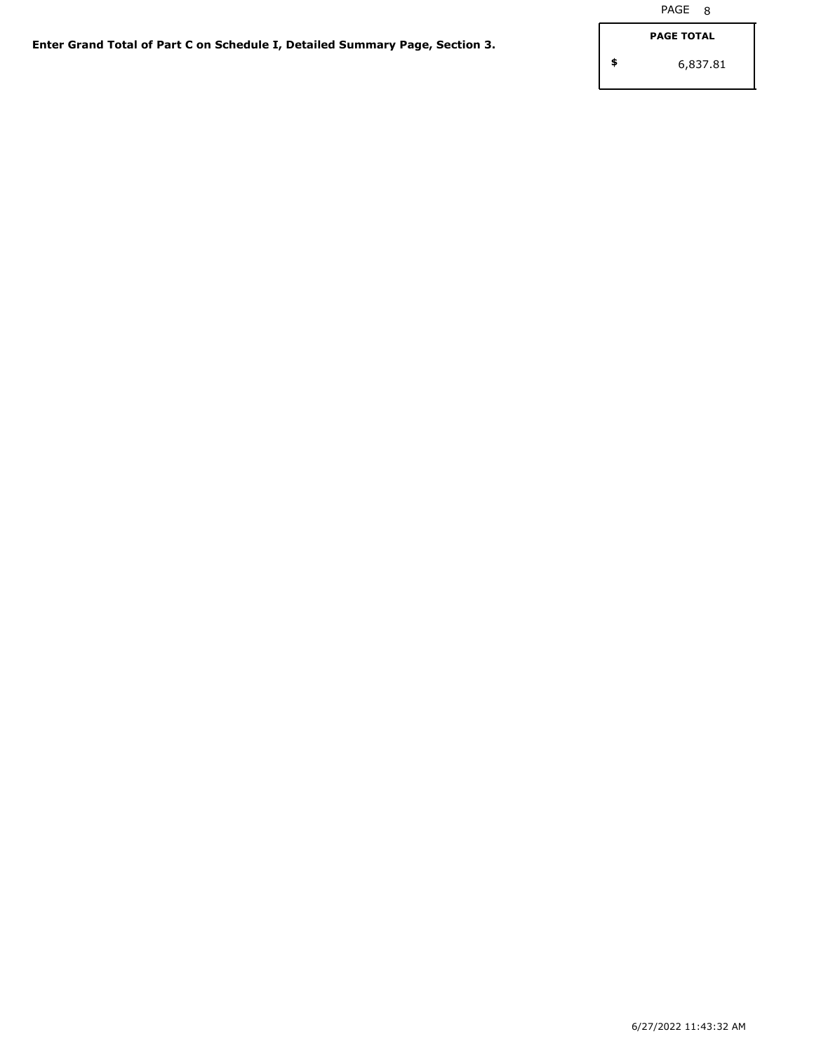**Enter Grand Total of Part C on Schedule I, Detailed Summary Page, Section 3.**

| PAGE TOTAL |
|---|
| $ 6,837.81 |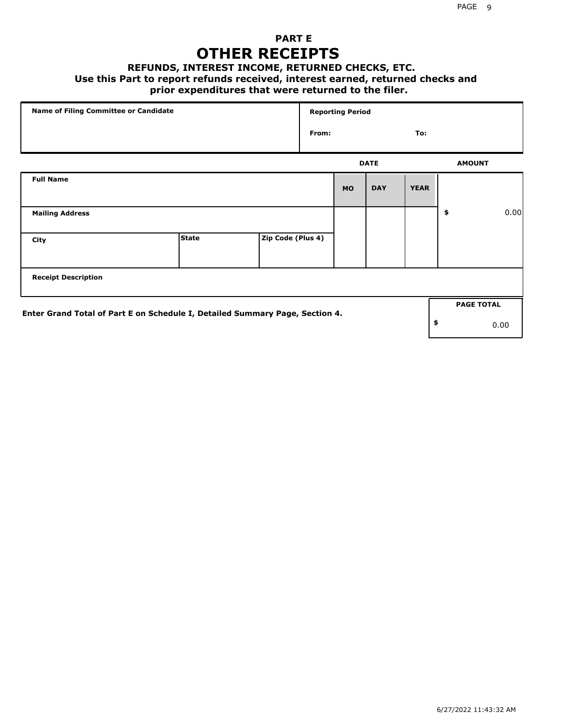# PART E

## OTHER RECEIPTS

### REFUNDS, INTEREST INCOME, RETURNED CHECKS, ETC.

**Use this Part to report refunds received, interest earned, returned checks and prior expenditures that were returned to the filer.**

| Name of Filing Committee or Candidate | Reporting Period | |
|---|---|---|
| | From: | To: |

| Full Name | | | DATE MO | DAY | YEAR | AMOUNT |
|---|---|---|---|---|---|---|
| Mailing Address | | | | | | $ 0.00 |
| City | State | Zip Code (Plus 4) | | | | |
| Receipt Description | | | | | | |

**Enter Grand Total of Part E on Schedule I, Detailed Summary Page, Section 4.**

| PAGE TOTAL |
|---|
| $ 0.00 |

6/27/2022 11:43:32 AM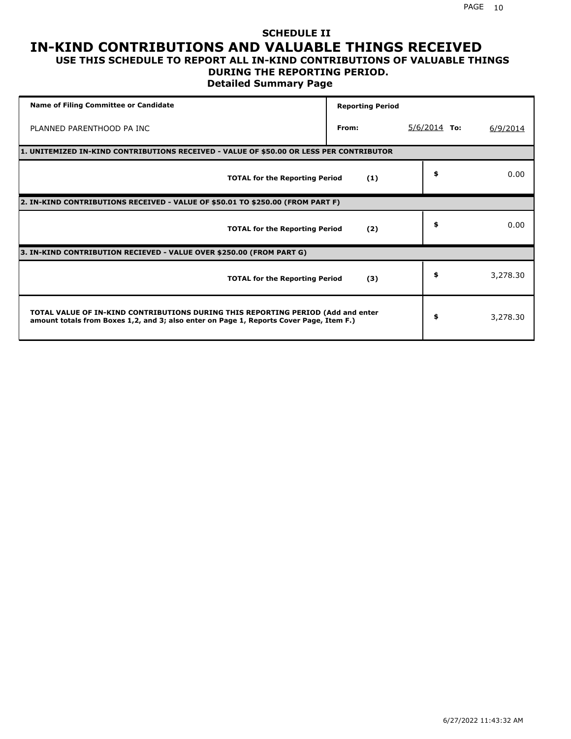## SCHEDULE II

# IN-KIND CONTRIBUTIONS AND VALUABLE THINGS RECEIVED

### USE THIS SCHEDULE TO REPORT ALL IN-KIND CONTRIBUTIONS OF VALUABLE THINGS DURING THE REPORTING PERIOD.

### Detailed Summary Page

| Name of Filing Committee or Candidate | Reporting Period | | | |
|---|---|---|---|---|
| PLANNED PARENTHOOD PA INC | From: | 5/6/2014 | To: | 6/9/2014 |

**1. UNITEMIZED IN-KIND CONTRIBUTIONS RECEIVED - VALUE OF $50.00 OR LESS PER CONTRIBUTOR**

| | | |
|---|---|---|
| **TOTAL for the Reporting Period** | **(1)** | $ 0.00 |

**2. IN-KIND CONTRIBUTIONS RECEIVED - VALUE OF $50.01 TO $250.00 (FROM PART F)**

| | | |
|---|---|---|
| **TOTAL for the Reporting Period** | **(2)** | $ 0.00 |

**3. IN-KIND CONTRIBUTION RECIEVED - VALUE OVER $250.00 (FROM PART G)**

| | | |
|---|---|---|
| **TOTAL for the Reporting Period** | **(3)** | $ 3,278.30 |

| | |
|---|---|
| **TOTAL VALUE OF IN-KIND CONTRIBUTIONS DURING THIS REPORTING PERIOD (Add and enter amount totals from Boxes 1,2, and 3; also enter on Page 1, Reports Cover Page, Item F.)** | $ 3,278.30 |

6/27/2022 11:43:32 AM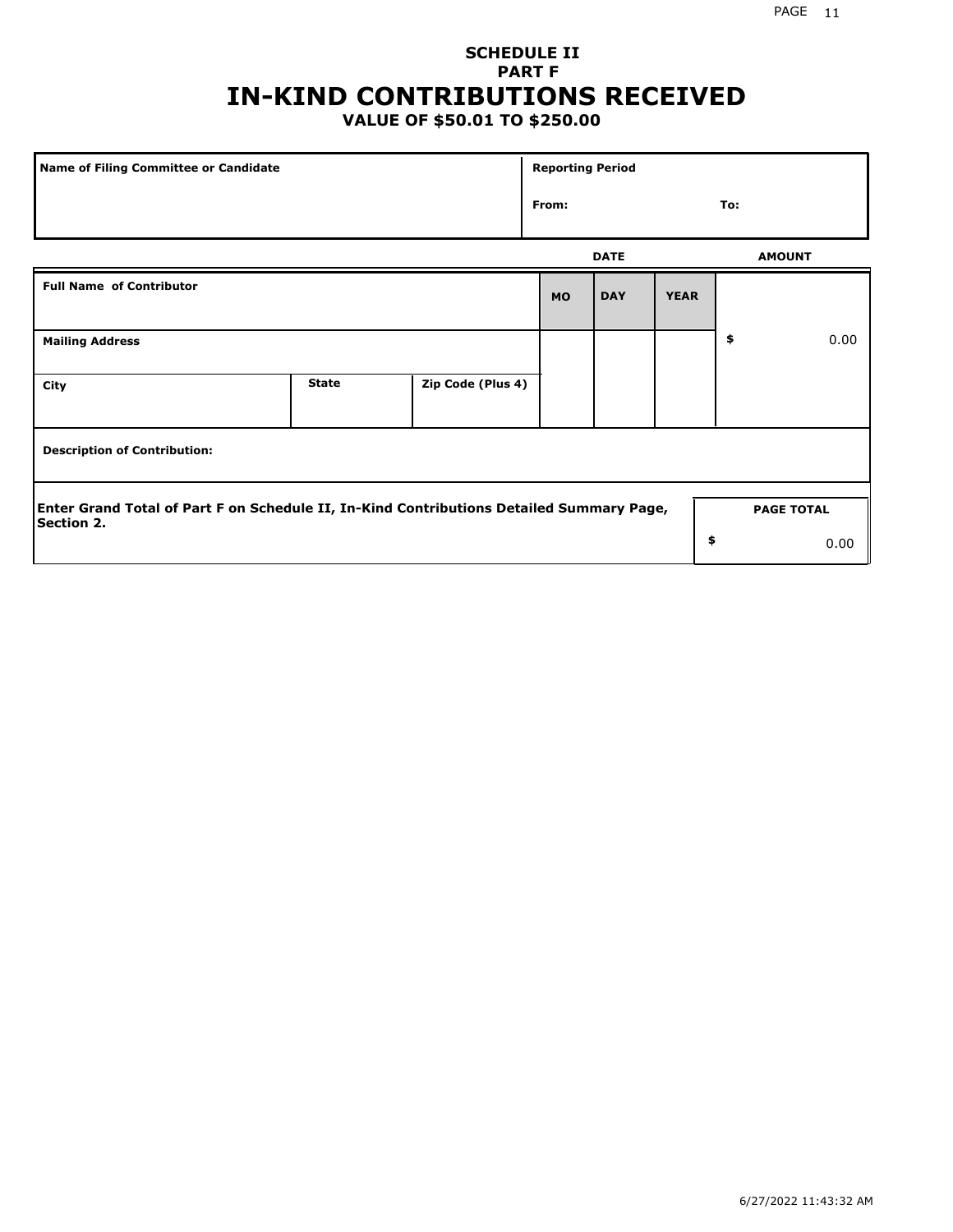**SCHEDULE II**
**PART F**

# IN-KIND CONTRIBUTIONS RECEIVED

**VALUE OF $50.01 TO $250.00**

| Name of Filing Committee or Candidate | Reporting Period |
|---|---|
| | From: To: |

| Full Name of Contributor | | | DATE MO | DAY | YEAR | AMOUNT |
|---|---|---|---|---|---|---|
| **Mailing Address** | | | | | | $ 0.00 |
| **City** | **State** | **Zip Code (Plus 4)** | | | | |
| **Description of Contribution:** | | | | | | |

**Enter Grand Total of Part F on Schedule II, In-Kind Contributions Detailed Summary Page, Section 2.**

| PAGE TOTAL |
|---|
| $ 0.00 |

6/27/2022 11:43:32 AM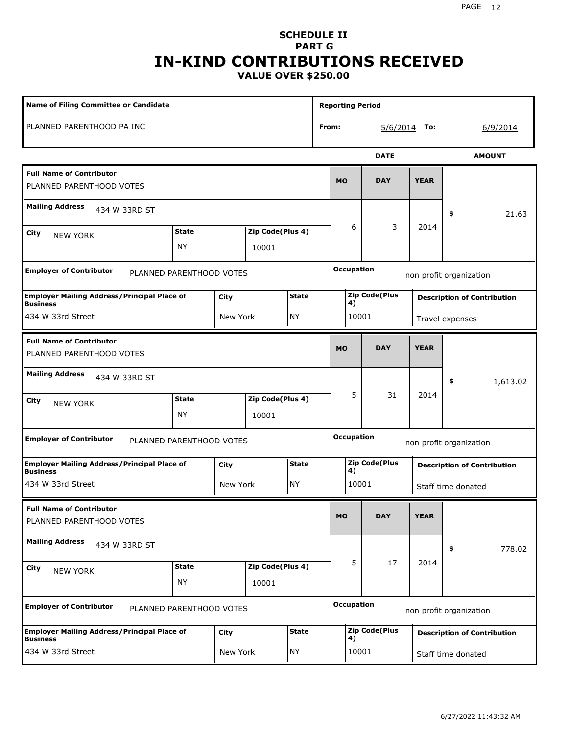# SCHEDULE II
## PART G
# IN-KIND CONTRIBUTIONS RECEIVED
### VALUE OVER $250.00

| Name of Filing Committee or Candidate | Reporting Period |
|---|---|
| PLANNED PARENTHOOD PA INC | From: 5/6/2014 To: 6/9/2014 |

| Full Name of Contributor | Mailing Address | City | State | Zip Code(Plus 4) | MO | DAY | YEAR | AMOUNT |
|---|---|---|---|---|---|---|---|---|
| PLANNED PARENTHOOD VOTES | 434 W 33RD ST | NEW YORK | NY | 10001 | 6 | 3 | 2014 | $ 21.63 |
| PLANNED PARENTHOOD VOTES | 434 W 33RD ST | NEW YORK | NY | 10001 | 5 | 31 | 2014 | $ 1,613.02 |
| PLANNED PARENTHOOD VOTES | 434 W 33RD ST | NEW YORK | NY | 10001 | 5 | 17 | 2014 | $ 778.02 |

| Employer of Contributor | Occupation | Employer Mailing Address/Principal Place of Business | City | State | Zip Code(Plus 4) | Description of Contribution |
|---|---|---|---|---|---|---|
| PLANNED PARENTHOOD VOTES | non profit organization | 434 W 33rd Street | New York | NY | 10001 | Travel expenses |
| PLANNED PARENTHOOD VOTES | non profit organization | 434 W 33rd Street | New York | NY | 10001 | Staff time donated |
| PLANNED PARENTHOOD VOTES | non profit organization | 434 W 33rd Street | New York | NY | 10001 | Staff time donated |

6/27/2022 11:43:32 AM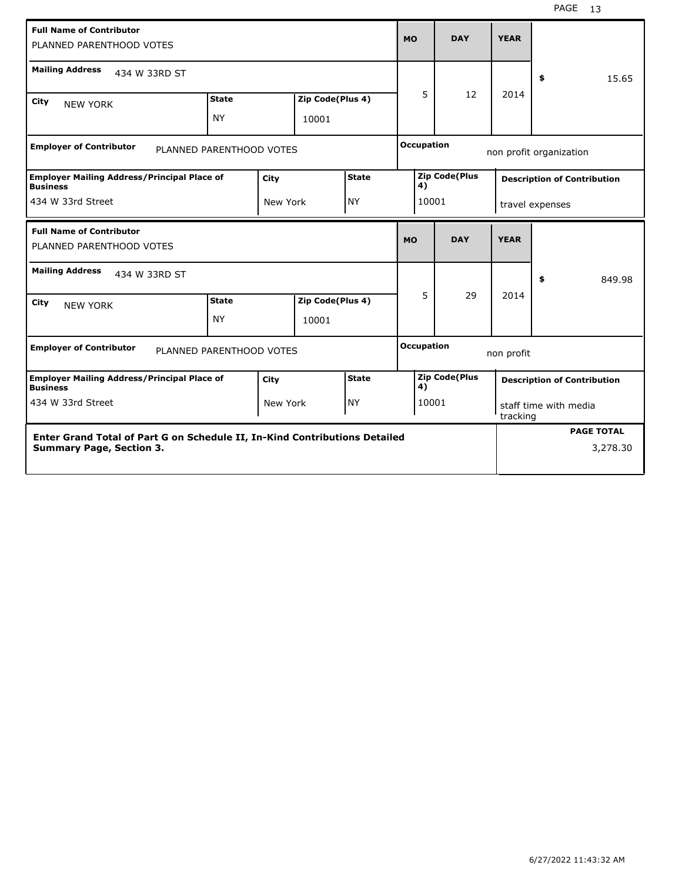| Field | Value |
| --- | --- |
| Full Name of Contributor | PLANNED PARENTHOOD VOTES |
| Mailing Address | 434 W 33RD ST |
| City | NEW YORK |
| State | NY |
| Zip Code(Plus 4) | 10001 |
| MO | 5 |
| DAY | 12 |
| YEAR | 2014 |
| $ | 15.65 |
| Employer of Contributor | PLANNED PARENTHOOD VOTES |
| Occupation | non profit organization |
| Employer Mailing Address/Principal Place of Business | 434 W 33rd Street |
| City | New York |
| State | NY |
| Zip Code(Plus 4) | 10001 |
| Description of Contribution | travel expenses |

| Field | Value |
| --- | --- |
| Full Name of Contributor | PLANNED PARENTHOOD VOTES |
| Mailing Address | 434 W 33RD ST |
| City | NEW YORK |
| State | NY |
| Zip Code(Plus 4) | 10001 |
| MO | 5 |
| DAY | 29 |
| YEAR | 2014 |
| $ | 849.98 |
| Employer of Contributor | PLANNED PARENTHOOD VOTES |
| Occupation | non profit |
| Employer Mailing Address/Principal Place of Business | 434 W 33rd Street |
| City | New York |
| State | NY |
| Zip Code(Plus 4) | 10001 |
| Description of Contribution | staff time with media tracking |

**Enter Grand Total of Part G on Schedule II, In-Kind Contributions Detailed Summary Page, Section 3.**

| PAGE TOTAL |
| --- |
| 3,278.30 |

6/27/2022 11:43:32 AM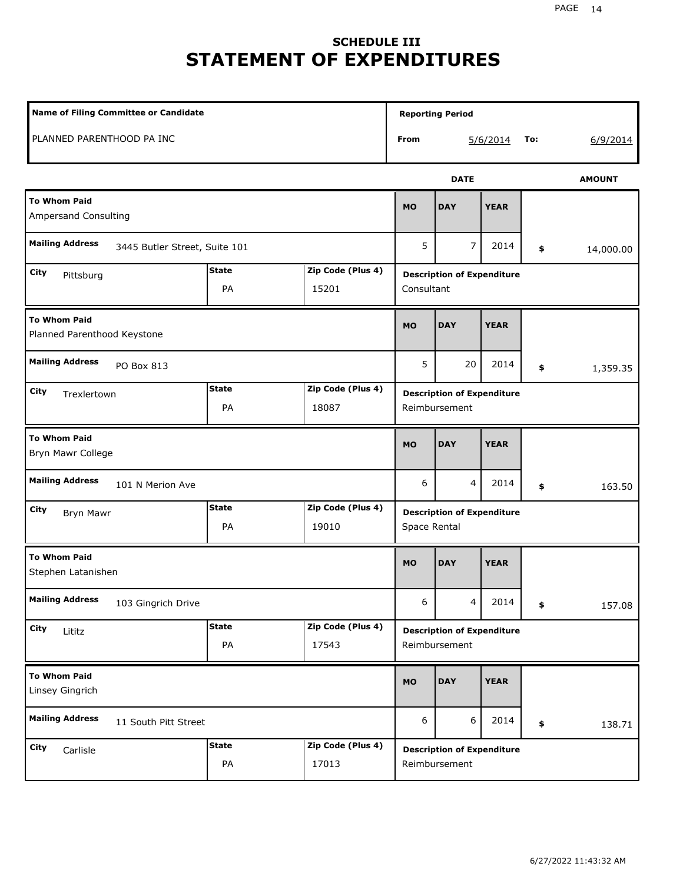# SCHEDULE III
# STATEMENT OF EXPENDITURES

| Name of Filing Committee or Candidate | Reporting Period | |
|---|---|---|
| PLANNED PARENTHOOD PA INC | From 5/6/2014 | To: 6/9/2014 |

| To Whom Paid | Mailing Address | City | State | Zip Code (Plus 4) | MO | DAY | YEAR | AMOUNT | Description of Expenditure |
|---|---|---|---|---|---|---|---|---|---|
| Ampersand Consulting | 3445 Butler Street, Suite 101 | Pittsburg | PA | 15201 | 5 | 7 | 2014 | $ 14,000.00 | Consultant |
| Planned Parenthood Keystone | PO Box 813 | Trexlertown | PA | 18087 | 5 | 20 | 2014 | $ 1,359.35 | Reimbursement |
| Bryn Mawr College | 101 N Merion Ave | Bryn Mawr | PA | 19010 | 6 | 4 | 2014 | $ 163.50 | Space Rental |
| Stephen Latanishen | 103 Gingrich Drive | Lititz | PA | 17543 | 6 | 4 | 2014 | $ 157.08 | Reimbursement |
| Linsey Gingrich | 11 South Pitt Street | Carlisle | PA | 17013 | 6 | 6 | 2014 | $ 138.71 | Reimbursement |

6/27/2022 11:43:32 AM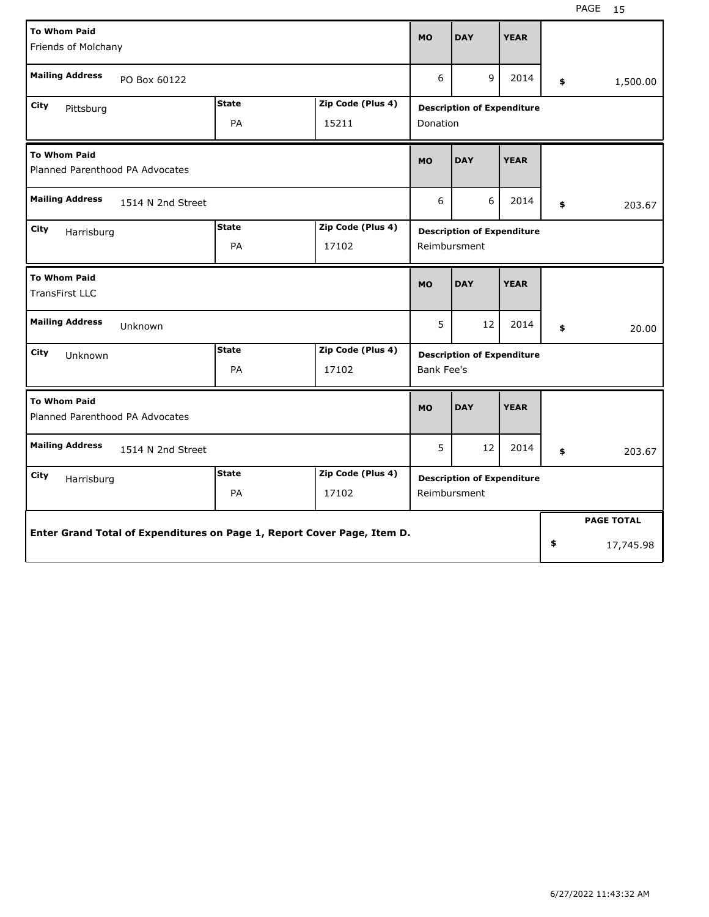| To Whom Paid | Mailing Address | City | State | Zip Code (Plus 4) | MO | DAY | YEAR | Description of Expenditure | Amount |
|---|---|---|---|---|---|---|---|---|---|
| Friends of Molchany | PO Box 60122 | Pittsburg | PA | 15211 | 6 | 9 | 2014 | Donation | $ 1,500.00 |
| Planned Parenthood PA Advocates | 1514 N 2nd Street | Harrisburg | PA | 17102 | 6 | 6 | 2014 | Reimbursment | $ 203.67 |
| TransFirst LLC | Unknown | Unknown | PA | 17102 | 5 | 12 | 2014 | Bank Fee's | $ 20.00 |
| Planned Parenthood PA Advocates | 1514 N 2nd Street | Harrisburg | PA | 17102 | 5 | 12 | 2014 | Reimbursment | $ 203.67 |

**Enter Grand Total of Expenditures on Page 1, Report Cover Page, Item D.**

**PAGE TOTAL** $ 17,745.98

6/27/2022 11:43:32 AM